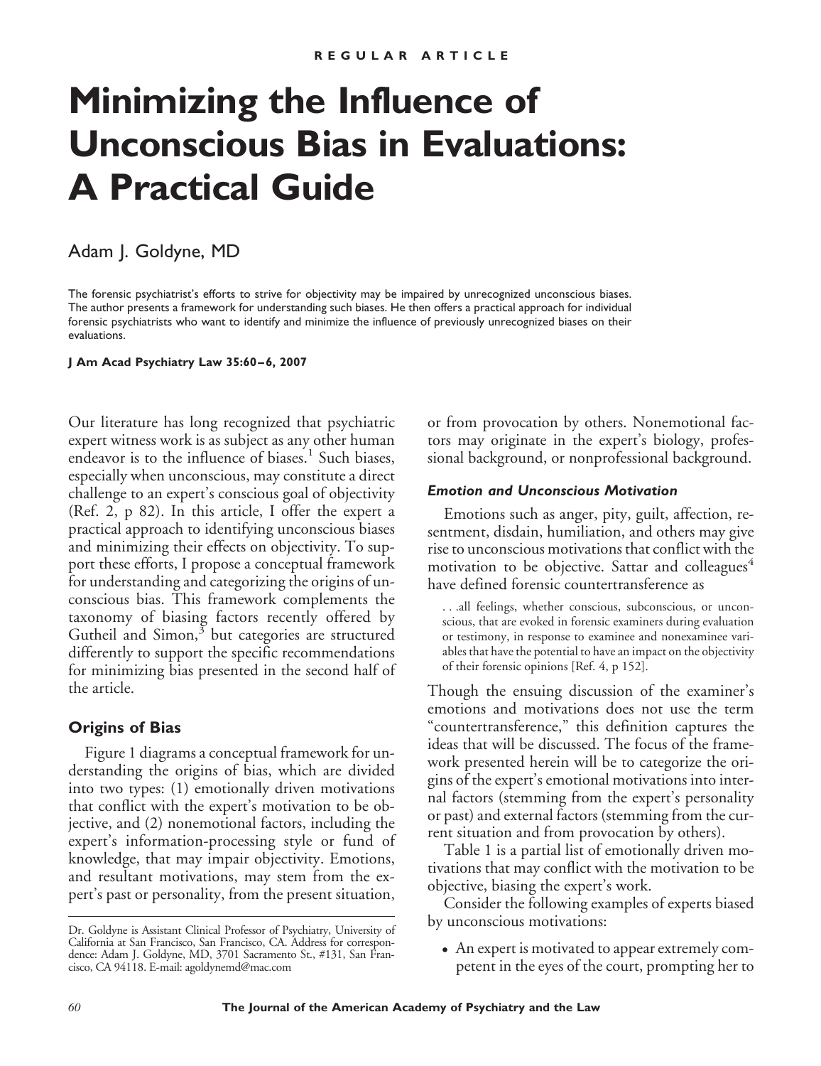REGULAR ARTICLE

# Minimizing the Influence of Unconscious Bias in Evaluations: A Practical Guide

Adam J. Goldyne, MD

The forensic psychiatrist's efforts to strive for objectivity may be impaired by unrecognized unconscious biases. The author presents a framework for understanding such biases. He then offers a practical approach for individual forensic psychiatrists who want to identify and minimize the influence of previously unrecognized biases on their evaluations.

**J Am Acad Psychiatry Law 35:60–6, 2007**

Our literature has long recognized that psychiatric expert witness work is as subject as any other human endeavor is to the influence of biases.[1] Such biases, especially when unconscious, may constitute a direct challenge to an expert's conscious goal of objectivity (Ref. 2, p 82). In this article, I offer the expert a practical approach to identifying unconscious biases and minimizing their effects on objectivity. To support these efforts, I propose a conceptual framework for understanding and categorizing the origins of unconscious bias. This framework complements the taxonomy of biasing factors recently offered by Gutheil and Simon,[3] but categories are structured differently to support the specific recommendations for minimizing bias presented in the second half of the article.

## Origins of Bias

Figure 1 diagrams a conceptual framework for understanding the origins of bias, which are divided into two types: (1) emotionally driven motivations that conflict with the expert's motivation to be objective, and (2) nonemotional factors, including the expert's information-processing style or fund of knowledge, that may impair objectivity. Emotions, and resultant motivations, may stem from the expert's past or personality, from the present situation, or from provocation by others. Nonemotional factors may originate in the expert's biology, professional background, or nonprofessional background.

### *Emotion and Unconscious Motivation*

Emotions such as anger, pity, guilt, affection, resentment, disdain, humiliation, and others may give rise to unconscious motivations that conflict with the motivation to be objective. Sattar and colleagues[4] have defined forensic countertransference as

> . . .all feelings, whether conscious, subconscious, or unconscious, that are evoked in forensic examiners during evaluation or testimony, in response to examinee and nonexaminee variables that have the potential to have an impact on the objectivity of their forensic opinions [Ref. 4, p 152].

Though the ensuing discussion of the examiner's emotions and motivations does not use the term "countertransference," this definition captures the ideas that will be discussed. The focus of the framework presented herein will be to categorize the origins of the expert's emotional motivations into internal factors (stemming from the expert's personality or past) and external factors (stemming from the current situation and from provocation by others).

Table 1 is a partial list of emotionally driven motivations that may conflict with the motivation to be objective, biasing the expert's work.

Consider the following examples of experts biased by unconscious motivations:

- An expert is motivated to appear extremely competent in the eyes of the court, prompting her to

Dr. Goldyne is Assistant Clinical Professor of Psychiatry, University of California at San Francisco, San Francisco, CA. Address for correspondence: Adam J. Goldyne, MD, 3701 Sacramento St., #131, San Francisco, CA 94118. E-mail: agoldynemd@mac.com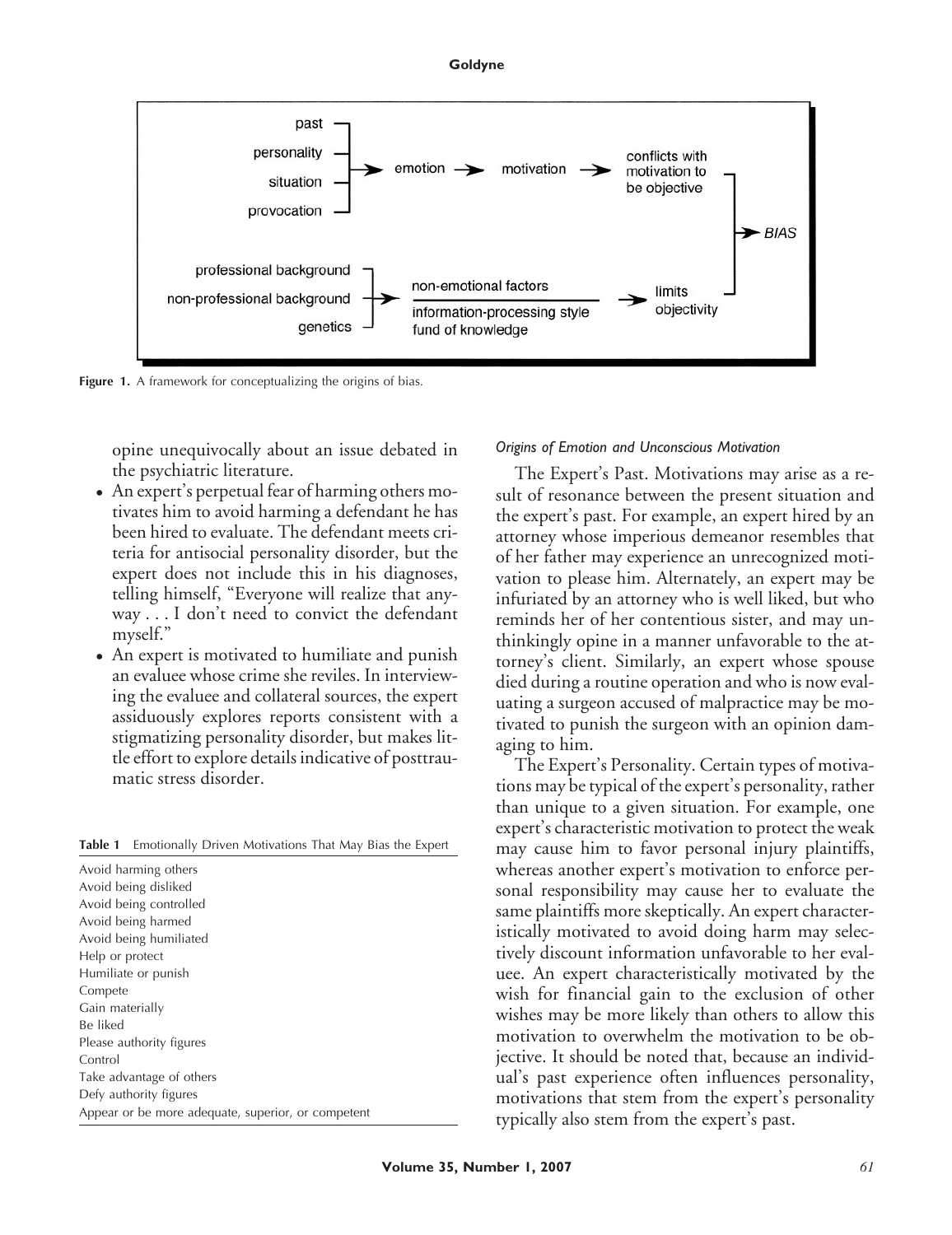Figure 1. A framework for conceptualizing the origins of bias.

opine unequivocally about an issue debated in the psychiatric literature.

- An expert's perpetual fear of harming others motivates him to avoid harming a defendant he has been hired to evaluate. The defendant meets criteria for antisocial personality disorder, but the expert does not include this in his diagnoses, telling himself, "Everyone will realize that anyway . . . I don't need to convict the defendant myself."
- An expert is motivated to humiliate and punish an evaluee whose crime she reviles. In interviewing the evaluee and collateral sources, the expert assiduously explores reports consistent with a stigmatizing personality disorder, but makes little effort to explore details indicative of posttraumatic stress disorder.

**Table 1** Emotionally Driven Motivations That May Bias the Expert

| |
|---|
| Avoid harming others |
| Avoid being disliked |
| Avoid being controlled |
| Avoid being harmed |
| Avoid being humiliated |
| Help or protect |
| Humiliate or punish |
| Compete |
| Gain materially |
| Be liked |
| Please authority figures |
| Control |
| Take advantage of others |
| Defy authority figures |
| Appear or be more adequate, superior, or competent |

*Origins of Emotion and Unconscious Motivation*

The Expert's Past. Motivations may arise as a result of resonance between the present situation and the expert's past. For example, an expert hired by an attorney whose imperious demeanor resembles that of her father may experience an unrecognized motivation to please him. Alternately, an expert may be infuriated by an attorney who is well liked, but who reminds her of her contentious sister, and may unthinkingly opine in a manner unfavorable to the attorney's client. Similarly, an expert whose spouse died during a routine operation and who is now evaluating a surgeon accused of malpractice may be motivated to punish the surgeon with an opinion damaging to him.

The Expert's Personality. Certain types of motivations may be typical of the expert's personality, rather than unique to a given situation. For example, one expert's characteristic motivation to protect the weak may cause him to favor personal injury plaintiffs, whereas another expert's motivation to enforce personal responsibility may cause her to evaluate the same plaintiffs more skeptically. An expert characteristically motivated to avoid doing harm may selectively discount information unfavorable to her evaluee. An expert characteristically motivated by the wish for financial gain to the exclusion of other wishes may be more likely than others to allow this motivation to overwhelm the motivation to be objective. It should be noted that, because an individual's past experience often influences personality, motivations that stem from the expert's personality typically also stem from the expert's past.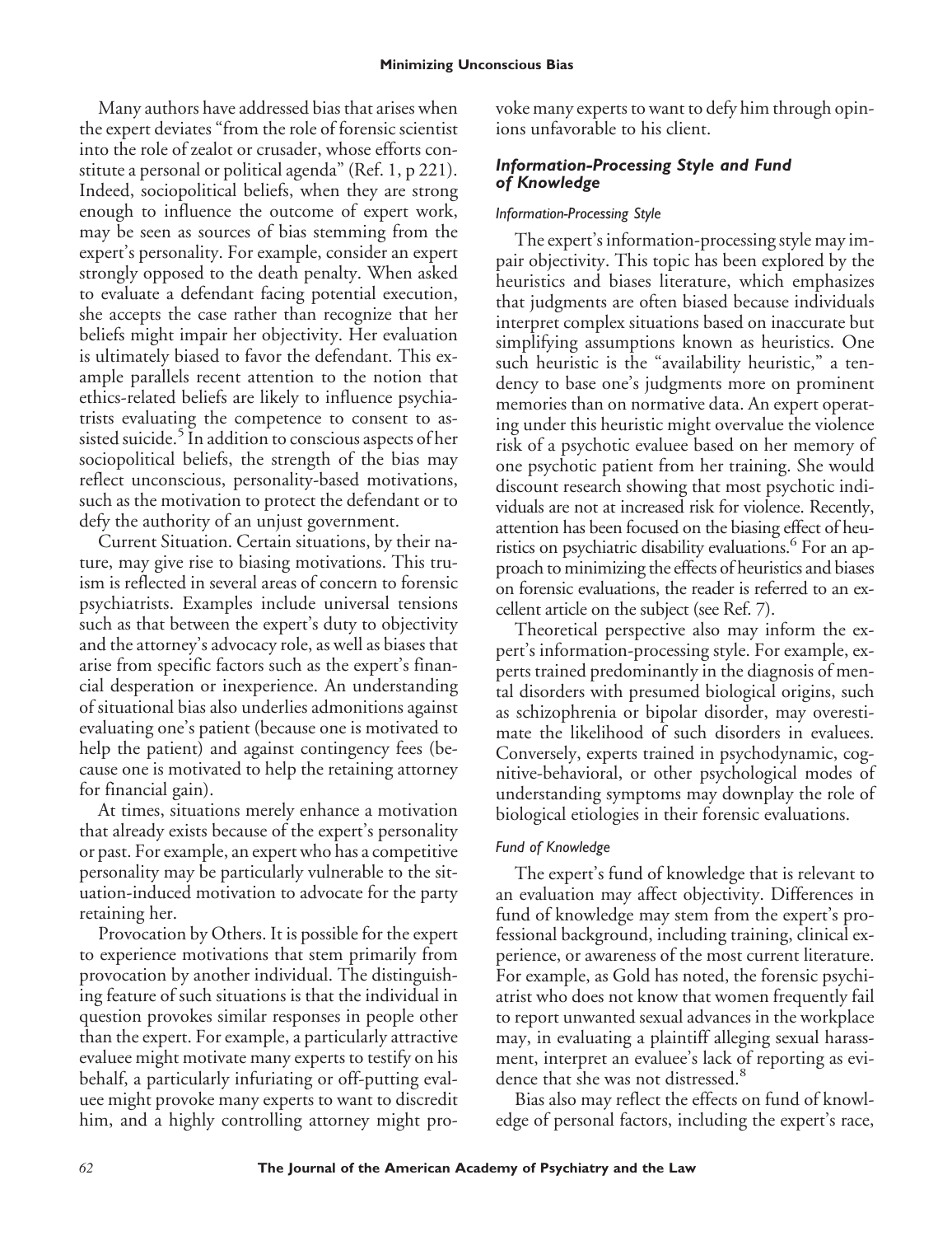Many authors have addressed bias that arises when the expert deviates "from the role of forensic scientist into the role of zealot or crusader, whose efforts constitute a personal or political agenda" (Ref. 1, p 221). Indeed, sociopolitical beliefs, when they are strong enough to influence the outcome of expert work, may be seen as sources of bias stemming from the expert's personality. For example, consider an expert strongly opposed to the death penalty. When asked to evaluate a defendant facing potential execution, she accepts the case rather than recognize that her beliefs might impair her objectivity. Her evaluation is ultimately biased to favor the defendant. This example parallels recent attention to the notion that ethics-related beliefs are likely to influence psychiatrists evaluating the competence to consent to assisted suicide.[5] In addition to conscious aspects of her sociopolitical beliefs, the strength of the bias may reflect unconscious, personality-based motivations, such as the motivation to protect the defendant or to defy the authority of an unjust government.

Current Situation. Certain situations, by their nature, may give rise to biasing motivations. This truism is reflected in several areas of concern to forensic psychiatrists. Examples include universal tensions such as that between the expert's duty to objectivity and the attorney's advocacy role, as well as biases that arise from specific factors such as the expert's financial desperation or inexperience. An understanding of situational bias also underlies admonitions against evaluating one's patient (because one is motivated to help the patient) and against contingency fees (because one is motivated to help the retaining attorney for financial gain).

At times, situations merely enhance a motivation that already exists because of the expert's personality or past. For example, an expert who has a competitive personality may be particularly vulnerable to the situation-induced motivation to advocate for the party retaining her.

Provocation by Others. It is possible for the expert to experience motivations that stem primarily from provocation by another individual. The distinguishing feature of such situations is that the individual in question provokes similar responses in people other than the expert. For example, a particularly attractive evaluee might motivate many experts to testify on his behalf, a particularly infuriating or off-putting evaluee might provoke many experts to want to discredit him, and a highly controlling attorney might provoke many experts to want to defy him through opinions unfavorable to his client.

### *Information-Processing Style and Fund of Knowledge*

#### *Information-Processing Style*

The expert's information-processing style may impair objectivity. This topic has been explored by the heuristics and biases literature, which emphasizes that judgments are often biased because individuals interpret complex situations based on inaccurate but simplifying assumptions known as heuristics. One such heuristic is the "availability heuristic," a tendency to base one's judgments more on prominent memories than on normative data. An expert operating under this heuristic might overvalue the violence risk of a psychotic evaluee based on her memory of one psychotic patient from her training. She would discount research showing that most psychotic individuals are not at increased risk for violence. Recently, attention has been focused on the biasing effect of heuristics on psychiatric disability evaluations.[6] For an approach to minimizing the effects of heuristics and biases on forensic evaluations, the reader is referred to an excellent article on the subject (see Ref. 7).

Theoretical perspective also may inform the expert's information-processing style. For example, experts trained predominantly in the diagnosis of mental disorders with presumed biological origins, such as schizophrenia or bipolar disorder, may overestimate the likelihood of such disorders in evaluees. Conversely, experts trained in psychodynamic, cognitive-behavioral, or other psychological modes of understanding symptoms may downplay the role of biological etiologies in their forensic evaluations.

#### *Fund of Knowledge*

The expert's fund of knowledge that is relevant to an evaluation may affect objectivity. Differences in fund of knowledge may stem from the expert's professional background, including training, clinical experience, or awareness of the most current literature. For example, as Gold has noted, the forensic psychiatrist who does not know that women frequently fail to report unwanted sexual advances in the workplace may, in evaluating a plaintiff alleging sexual harassment, interpret an evaluee's lack of reporting as evidence that she was not distressed.[8]

Bias also may reflect the effects on fund of knowledge of personal factors, including the expert's race,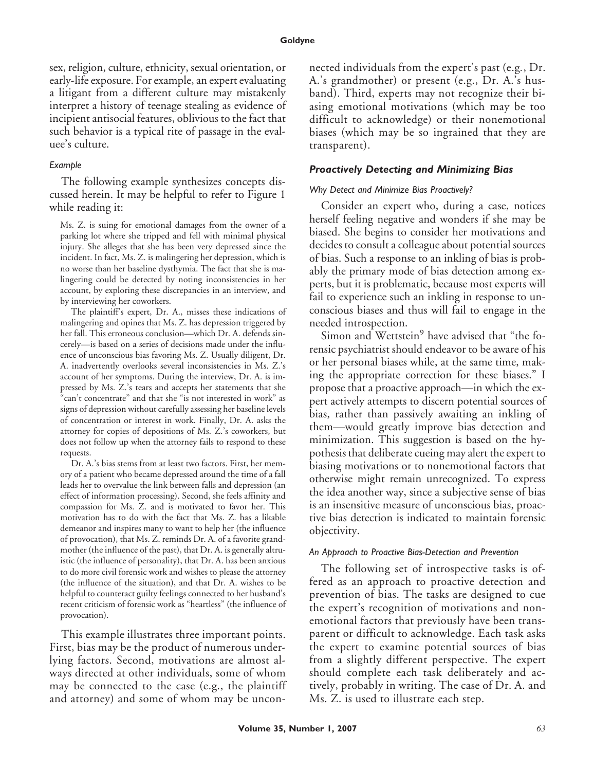sex, religion, culture, ethnicity, sexual orientation, or early-life exposure. For example, an expert evaluating a litigant from a different culture may mistakenly interpret a history of teenage stealing as evidence of incipient antisocial features, oblivious to the fact that such behavior is a typical rite of passage in the evaluee's culture.

#### *Example*

The following example synthesizes concepts discussed herein. It may be helpful to refer to Figure 1 while reading it:

> Ms. Z. is suing for emotional damages from the owner of a parking lot where she tripped and fell with minimal physical injury. She alleges that she has been very depressed since the incident. In fact, Ms. Z. is malingering her depression, which is no worse than her baseline dysthymia. The fact that she is malingering could be detected by noting inconsistencies in her account, by exploring these discrepancies in an interview, and by interviewing her coworkers.
>
> The plaintiff's expert, Dr. A., misses these indications of malingering and opines that Ms. Z. has depression triggered by her fall. This erroneous conclusion—which Dr. A. defends sincerely—is based on a series of decisions made under the influence of unconscious bias favoring Ms. Z. Usually diligent, Dr. A. inadvertently overlooks several inconsistencies in Ms. Z.'s account of her symptoms. During the interview, Dr. A. is impressed by Ms. Z.'s tears and accepts her statements that she "can't concentrate" and that she "is not interested in work" as signs of depression without carefully assessing her baseline levels of concentration or interest in work. Finally, Dr. A. asks the attorney for copies of depositions of Ms. Z.'s coworkers, but does not follow up when the attorney fails to respond to these requests.
>
> Dr. A.'s bias stems from at least two factors. First, her memory of a patient who became depressed around the time of a fall leads her to overvalue the link between falls and depression (an effect of information processing). Second, she feels affinity and compassion for Ms. Z. and is motivated to favor her. This motivation has to do with the fact that Ms. Z. has a likable demeanor and inspires many to want to help her (the influence of provocation), that Ms. Z. reminds Dr. A. of a favorite grandmother (the influence of the past), that Dr. A. is generally altruistic (the influence of personality), that Dr. A. has been anxious to do more civil forensic work and wishes to please the attorney (the influence of the situation), and that Dr. A. wishes to be helpful to counteract guilty feelings connected to her husband's recent criticism of forensic work as "heartless" (the influence of provocation).

This example illustrates three important points. First, bias may be the product of numerous underlying factors. Second, motivations are almost always directed at other individuals, some of whom may be connected to the case (e.g., the plaintiff and attorney) and some of whom may be unconnected individuals from the expert's past (e.g., Dr. A.'s grandmother) or present (e.g., Dr. A.'s husband). Third, experts may not recognize their biasing emotional motivations (which may be too difficult to acknowledge) or their nonemotional biases (which may be so ingrained that they are transparent).

### ***Proactively Detecting and Minimizing Bias***

#### *Why Detect and Minimize Bias Proactively?*

Consider an expert who, during a case, notices herself feeling negative and wonders if she may be biased. She begins to consider her motivations and decides to consult a colleague about potential sources of bias. Such a response to an inkling of bias is probably the primary mode of bias detection among experts, but it is problematic, because most experts will fail to experience such an inkling in response to unconscious biases and thus will fail to engage in the needed introspection.

Simon and Wettstein[9] have advised that "the forensic psychiatrist should endeavor to be aware of his or her personal biases while, at the same time, making the appropriate correction for these biases." I propose that a proactive approach—in which the expert actively attempts to discern potential sources of bias, rather than passively awaiting an inkling of them—would greatly improve bias detection and minimization. This suggestion is based on the hypothesis that deliberate cueing may alert the expert to biasing motivations or to nonemotional factors that otherwise might remain unrecognized. To express the idea another way, since a subjective sense of bias is an insensitive measure of unconscious bias, proactive bias detection is indicated to maintain forensic objectivity.

#### *An Approach to Proactive Bias-Detection and Prevention*

The following set of introspective tasks is offered as an approach to proactive detection and prevention of bias. The tasks are designed to cue the expert's recognition of motivations and nonemotional factors that previously have been transparent or difficult to acknowledge. Each task asks the expert to examine potential sources of bias from a slightly different perspective. The expert should complete each task deliberately and actively, probably in writing. The case of Dr. A. and Ms. Z. is used to illustrate each step.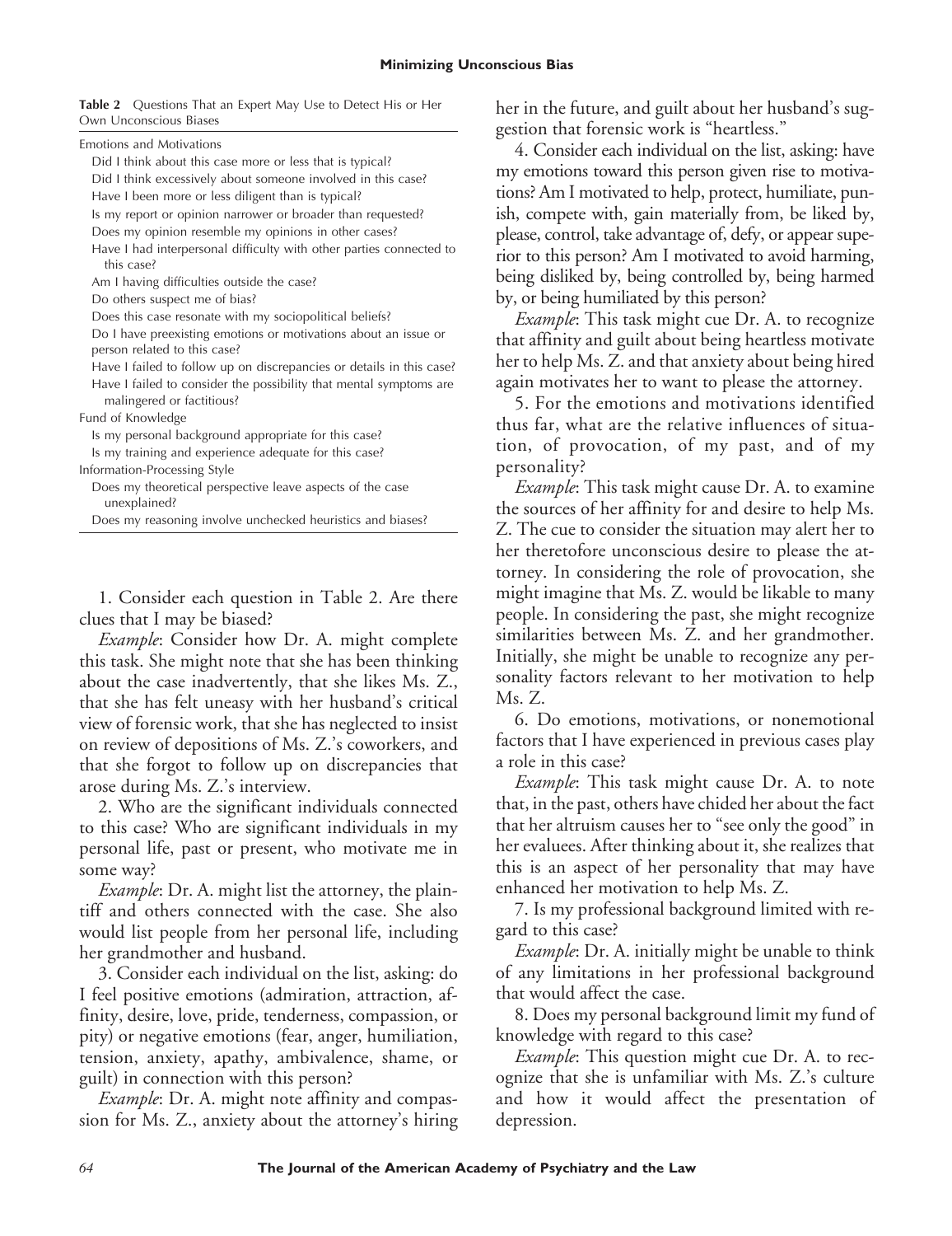**Table 2** Questions That an Expert May Use to Detect His or Her Own Unconscious Biases

| |
|---|
| Emotions and Motivations |
| Did I think about this case more or less that is typical? |
| Did I think excessively about someone involved in this case? |
| Have I been more or less diligent than is typical? |
| Is my report or opinion narrower or broader than requested? |
| Does my opinion resemble my opinions in other cases? |
| Have I had interpersonal difficulty with other parties connected to this case? |
| Am I having difficulties outside the case? |
| Do others suspect me of bias? |
| Does this case resonate with my sociopolitical beliefs? |
| Do I have preexisting emotions or motivations about an issue or person related to this case? |
| Have I failed to follow up on discrepancies or details in this case? |
| Have I failed to consider the possibility that mental symptoms are malingered or factitious? |
| Fund of Knowledge |
| Is my personal background appropriate for this case? |
| Is my training and experience adequate for this case? |
| Information-Processing Style |
| Does my theoretical perspective leave aspects of the case unexplained? |
| Does my reasoning involve unchecked heuristics and biases? |

1. Consider each question in Table 2. Are there clues that I may be biased?

*Example*: Consider how Dr. A. might complete this task. She might note that she has been thinking about the case inadvertently, that she likes Ms. Z., that she has felt uneasy with her husband's critical view of forensic work, that she has neglected to insist on review of depositions of Ms. Z.'s coworkers, and that she forgot to follow up on discrepancies that arose during Ms. Z.'s interview.

2. Who are the significant individuals connected to this case? Who are significant individuals in my personal life, past or present, who motivate me in some way?

*Example*: Dr. A. might list the attorney, the plaintiff and others connected with the case. She also would list people from her personal life, including her grandmother and husband.

3. Consider each individual on the list, asking: do I feel positive emotions (admiration, attraction, affinity, desire, love, pride, tenderness, compassion, or pity) or negative emotions (fear, anger, humiliation, tension, anxiety, apathy, ambivalence, shame, or guilt) in connection with this person?

*Example*: Dr. A. might note affinity and compassion for Ms. Z., anxiety about the attorney's hiring her in the future, and guilt about her husband's suggestion that forensic work is "heartless."

4. Consider each individual on the list, asking: have my emotions toward this person given rise to motivations? Am I motivated to help, protect, humiliate, punish, compete with, gain materially from, be liked by, please, control, take advantage of, defy, or appear superior to this person? Am I motivated to avoid harming, being disliked by, being controlled by, being harmed by, or being humiliated by this person?

*Example*: This task might cue Dr. A. to recognize that affinity and guilt about being heartless motivate her to help Ms. Z. and that anxiety about being hired again motivates her to want to please the attorney.

5. For the emotions and motivations identified thus far, what are the relative influences of situation, of provocation, of my past, and of my personality?

*Example*: This task might cause Dr. A. to examine the sources of her affinity for and desire to help Ms. Z. The cue to consider the situation may alert her to her theretofore unconscious desire to please the attorney. In considering the role of provocation, she might imagine that Ms. Z. would be likable to many people. In considering the past, she might recognize similarities between Ms. Z. and her grandmother. Initially, she might be unable to recognize any personality factors relevant to her motivation to help Ms. Z.

6. Do emotions, motivations, or nonemotional factors that I have experienced in previous cases play a role in this case?

*Example*: This task might cause Dr. A. to note that, in the past, others have chided her about the fact that her altruism causes her to "see only the good" in her evaluees. After thinking about it, she realizes that this is an aspect of her personality that may have enhanced her motivation to help Ms. Z.

7. Is my professional background limited with regard to this case?

*Example*: Dr. A. initially might be unable to think of any limitations in her professional background that would affect the case.

8. Does my personal background limit my fund of knowledge with regard to this case?

*Example*: This question might cue Dr. A. to recognize that she is unfamiliar with Ms. Z.'s culture and how it would affect the presentation of depression.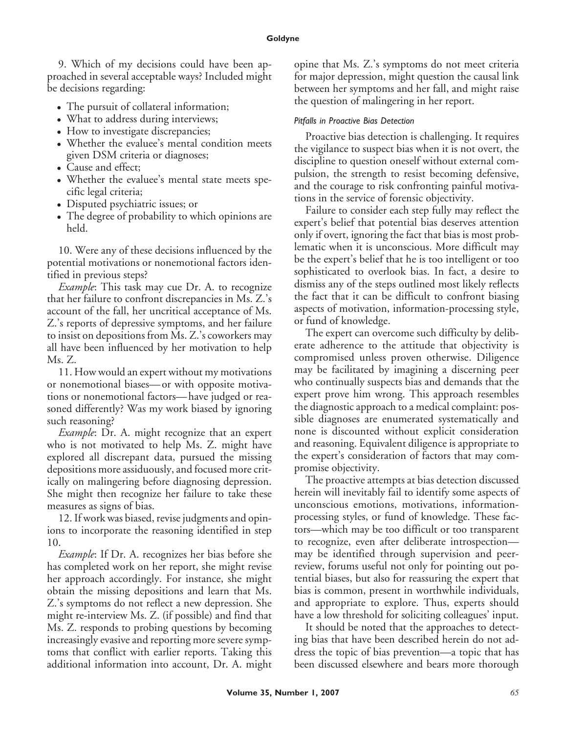9. Which of my decisions could have been approached in several acceptable ways? Included might be decisions regarding:

- The pursuit of collateral information;
- What to address during interviews;
- How to investigate discrepancies;
- Whether the evaluee's mental condition meets given DSM criteria or diagnoses;
- Cause and effect;
- Whether the evaluee's mental state meets specific legal criteria;
- Disputed psychiatric issues; or
- The degree of probability to which opinions are held.

10. Were any of these decisions influenced by the potential motivations or nonemotional factors identified in previous steps?

*Example*: This task may cue Dr. A. to recognize that her failure to confront discrepancies in Ms. Z.'s account of the fall, her uncritical acceptance of Ms. Z.'s reports of depressive symptoms, and her failure to insist on depositions from Ms. Z.'s coworkers may all have been influenced by her motivation to help Ms. Z.

11. How would an expert without my motivations or nonemotional biases—or with opposite motivations or nonemotional factors—have judged or reasoned differently? Was my work biased by ignoring such reasoning?

*Example*: Dr. A. might recognize that an expert who is not motivated to help Ms. Z. might have explored all discrepant data, pursued the missing depositions more assiduously, and focused more critically on malingering before diagnosing depression. She might then recognize her failure to take these measures as signs of bias.

12. If work was biased, revise judgments and opinions to incorporate the reasoning identified in step 10.

*Example*: If Dr. A. recognizes her bias before she has completed work on her report, she might revise her approach accordingly. For instance, she might obtain the missing depositions and learn that Ms. Z.'s symptoms do not reflect a new depression. She might re-interview Ms. Z. (if possible) and find that Ms. Z. responds to probing questions by becoming increasingly evasive and reporting more severe symptoms that conflict with earlier reports. Taking this additional information into account, Dr. A. might opine that Ms. Z.'s symptoms do not meet criteria for major depression, might question the causal link between her symptoms and her fall, and might raise the question of malingering in her report.

#### *Pitfalls in Proactive Bias Detection*

Proactive bias detection is challenging. It requires the vigilance to suspect bias when it is not overt, the discipline to question oneself without external compulsion, the strength to resist becoming defensive, and the courage to risk confronting painful motivations in the service of forensic objectivity.

Failure to consider each step fully may reflect the expert's belief that potential bias deserves attention only if overt, ignoring the fact that bias is most problematic when it is unconscious. More difficult may be the expert's belief that he is too intelligent or too sophisticated to overlook bias. In fact, a desire to dismiss any of the steps outlined most likely reflects the fact that it can be difficult to confront biasing aspects of motivation, information-processing style, or fund of knowledge.

The expert can overcome such difficulty by deliberate adherence to the attitude that objectivity is compromised unless proven otherwise. Diligence may be facilitated by imagining a discerning peer who continually suspects bias and demands that the expert prove him wrong. This approach resembles the diagnostic approach to a medical complaint: possible diagnoses are enumerated systematically and none is discounted without explicit consideration and reasoning. Equivalent diligence is appropriate to the expert's consideration of factors that may compromise objectivity.

The proactive attempts at bias detection discussed herein will inevitably fail to identify some aspects of unconscious emotions, motivations, information-processing styles, or fund of knowledge. These factors—which may be too difficult or too transparent to recognize, even after deliberate introspection—may be identified through supervision and peer-review, forums useful not only for pointing out potential biases, but also for reassuring the expert that bias is common, present in worthwhile individuals, and appropriate to explore. Thus, experts should have a low threshold for soliciting colleagues' input.

It should be noted that the approaches to detecting bias that have been described herein do not address the topic of bias prevention—a topic that has been discussed elsewhere and bears more thorough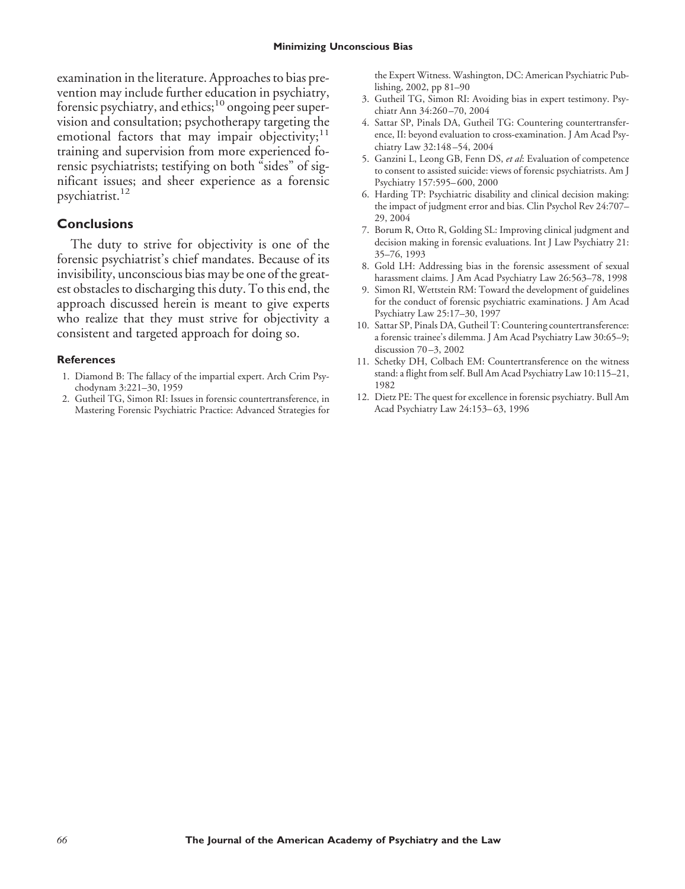examination in the literature. Approaches to bias prevention may include further education in psychiatry, forensic psychiatry, and ethics;[10] ongoing peer supervision and consultation; psychotherapy targeting the emotional factors that may impair objectivity;[11] training and supervision from more experienced forensic psychiatrists; testifying on both "sides" of significant issues; and sheer experience as a forensic psychiatrist.[12]

## Conclusions

The duty to strive for objectivity is one of the forensic psychiatrist's chief mandates. Because of its invisibility, unconscious bias may be one of the greatest obstacles to discharging this duty. To this end, the approach discussed herein is meant to give experts who realize that they must strive for objectivity a consistent and targeted approach for doing so.

### References

1. Diamond B: The fallacy of the impartial expert. Arch Crim Psychodynam 3:221–30, 1959
2. Gutheil TG, Simon RI: Issues in forensic countertransference, in Mastering Forensic Psychiatric Practice: Advanced Strategies for the Expert Witness. Washington, DC: American Psychiatric Publishing, 2002, pp 81–90
3. Gutheil TG, Simon RI: Avoiding bias in expert testimony. Psychiatr Ann 34:260–70, 2004
4. Sattar SP, Pinals DA, Gutheil TG: Countering countertransference, II: beyond evaluation to cross-examination. J Am Acad Psychiatry Law 32:148–54, 2004
5. Ganzini L, Leong GB, Fenn DS, *et al*: Evaluation of competence to consent to assisted suicide: views of forensic psychiatrists. Am J Psychiatry 157:595–600, 2000
6. Harding TP: Psychiatric disability and clinical decision making: the impact of judgment error and bias. Clin Psychol Rev 24:707–29, 2004
7. Borum R, Otto R, Golding SL: Improving clinical judgment and decision making in forensic evaluations. Int J Law Psychiatry 21:35–76, 1993
8. Gold LH: Addressing bias in the forensic assessment of sexual harassment claims. J Am Acad Psychiatry Law 26:563–78, 1998
9. Simon RI, Wettstein RM: Toward the development of guidelines for the conduct of forensic psychiatric examinations. J Am Acad Psychiatry Law 25:17–30, 1997
10. Sattar SP, Pinals DA, Gutheil T: Countering countertransference: a forensic trainee's dilemma. J Am Acad Psychiatry Law 30:65–9; discussion 70–3, 2002
11. Schetky DH, Colbach EM: Countertransference on the witness stand: a flight from self. Bull Am Acad Psychiatry Law 10:115–21, 1982
12. Dietz PE: The quest for excellence in forensic psychiatry. Bull Am Acad Psychiatry Law 24:153–63, 1996